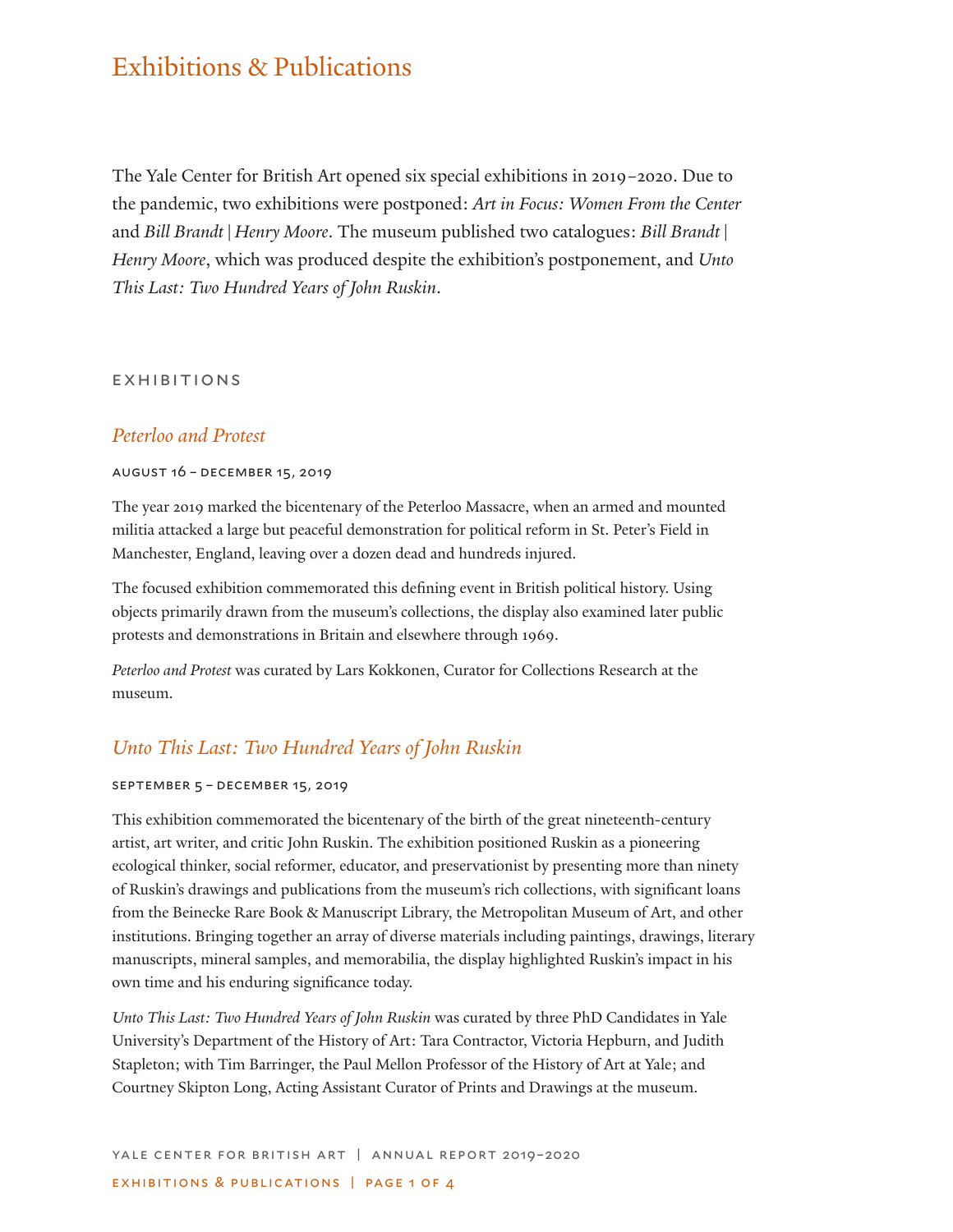# Exhibitions & Publications

The Yale Center for British Art opened six special exhibitions in 2019–2020. Due to the pandemic, two exhibitions were postponed: *Art in Focus: Women From the Center* and *Bill Brandt | Henry Moore*. The museum published two catalogues: *Bill Brandt | Henry Moore*, which was produced despite the exhibition's postponement, and *Unto This Last: Two Hundred Years of John Ruskin*.

## EXHIBITIONS

### *Peterloo and Protest*

AUGUST 16 – DECEMBER 15, 2019

The year 2019 marked the bicentenary of the Peterloo Massacre, when an armed and mounted militia attacked a large but peaceful demonstration for political reform in St. Peter's Field in Manchester, England, leaving over a dozen dead and hundreds injured.

The focused exhibition commemorated this defining event in British political history. Using objects primarily drawn from the museum's collections, the display also examined later public protests and demonstrations in Britain and elsewhere through 1969.

*Peterloo and Protest* was curated by Lars Kokkonen, Curator for Collections Research at the museum.

### *Unto This Last: Two Hundred Years of John Ruskin*

SEPTEMBER 5 – DECEMBER 15, 2019

This exhibition commemorated the bicentenary of the birth of the great nineteenth-century artist, art writer, and critic John Ruskin. The exhibition positioned Ruskin as a pioneering ecological thinker, social reformer, educator, and preservationist by presenting more than ninety of Ruskin's drawings and publications from the museum's rich collections, with significant loans from the Beinecke Rare Book & Manuscript Library, the Metropolitan Museum of Art, and other institutions. Bringing together an array of diverse materials including paintings, drawings, literary manuscripts, mineral samples, and memorabilia, the display highlighted Ruskin's impact in his own time and his enduring significance today.

*Unto This Last: Two Hundred Years of John Ruskin* was curated by three PhD Candidates in Yale University's Department of the History of Art: Tara Contractor, Victoria Hepburn, and Judith Stapleton; with Tim Barringer, the Paul Mellon Professor of the History of Art at Yale; and Courtney Skipton Long, Acting Assistant Curator of Prints and Drawings at the museum.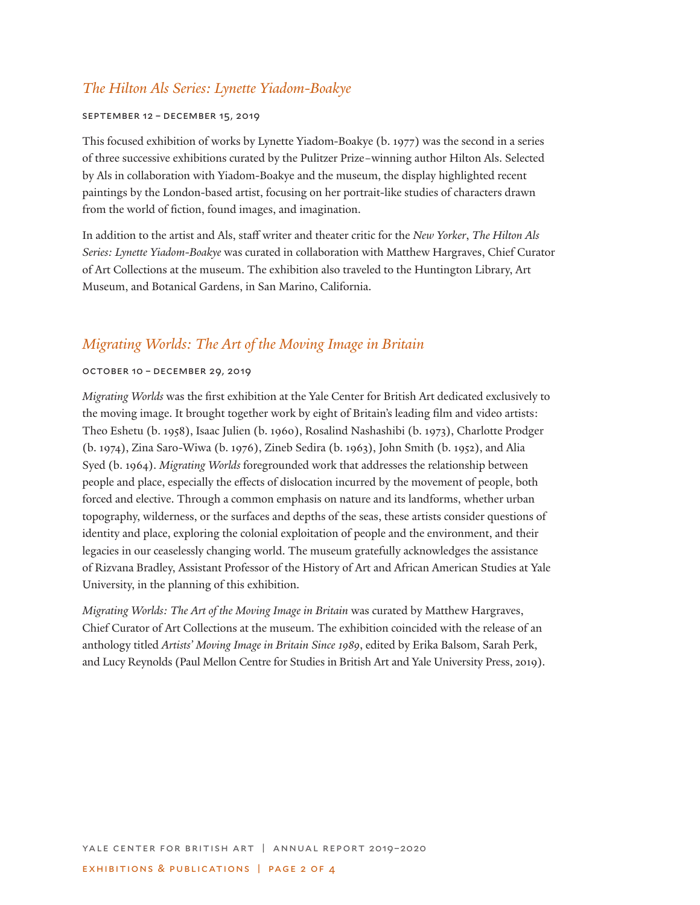## *The Hilton Als Series: Lynette Yiadom-Boakye*

SEPTEMBER 12 – DECEMBER 15, 2019

This focused exhibition of works by Lynette Yiadom-Boakye (b. 1977) was the second in a series of three successive exhibitions curated by the Pulitzer Prize–winning author Hilton Als. Selected by Als in collaboration with Yiadom-Boakye and the museum, the display highlighted recent paintings by the London-based artist, focusing on her portrait-like studies of characters drawn from the world of fiction, found images, and imagination.

In addition to the artist and Als, staff writer and theater critic for the *New Yorker*, *The Hilton Als Series: Lynette Yiadom-Boakye* was curated in collaboration with Matthew Hargraves, Chief Curator of Art Collections at the museum. The exhibition also traveled to the Huntington Library, Art Museum, and Botanical Gardens, in San Marino, California.

## *Migrating Worlds: The Art of the Moving Image in Britain*

OCTOBER 10 – DECEMBER 29, 2019

*Migrating Worlds* was the first exhibition at the Yale Center for British Art dedicated exclusively to the moving image. It brought together work by eight of Britain's leading film and video artists: Theo Eshetu (b. 1958), Isaac Julien (b. 1960), Rosalind Nashashibi (b. 1973), Charlotte Prodger (b. 1974), Zina Saro-Wiwa (b. 1976), Zineb Sedira (b. 1963), John Smith (b. 1952), and Alia Syed (b. 1964). *Migrating Worlds* foregrounded work that addresses the relationship between people and place, especially the effects of dislocation incurred by the movement of people, both forced and elective. Through a common emphasis on nature and its landforms, whether urban topography, wilderness, or the surfaces and depths of the seas, these artists consider questions of identity and place, exploring the colonial exploitation of people and the environment, and their legacies in our ceaselessly changing world. The museum gratefully acknowledges the assistance of Rizvana Bradley, Assistant Professor of the History of Art and African American Studies at Yale University, in the planning of this exhibition.

*Migrating Worlds: The Art of the Moving Image in Britain* was curated by Matthew Hargraves, Chief Curator of Art Collections at the museum. The exhibition coincided with the release of an anthology titled *Artists' Moving Image in Britain Since 1989*, edited by Erika Balsom, Sarah Perk, and Lucy Reynolds (Paul Mellon Centre for Studies in British Art and Yale University Press, 2019).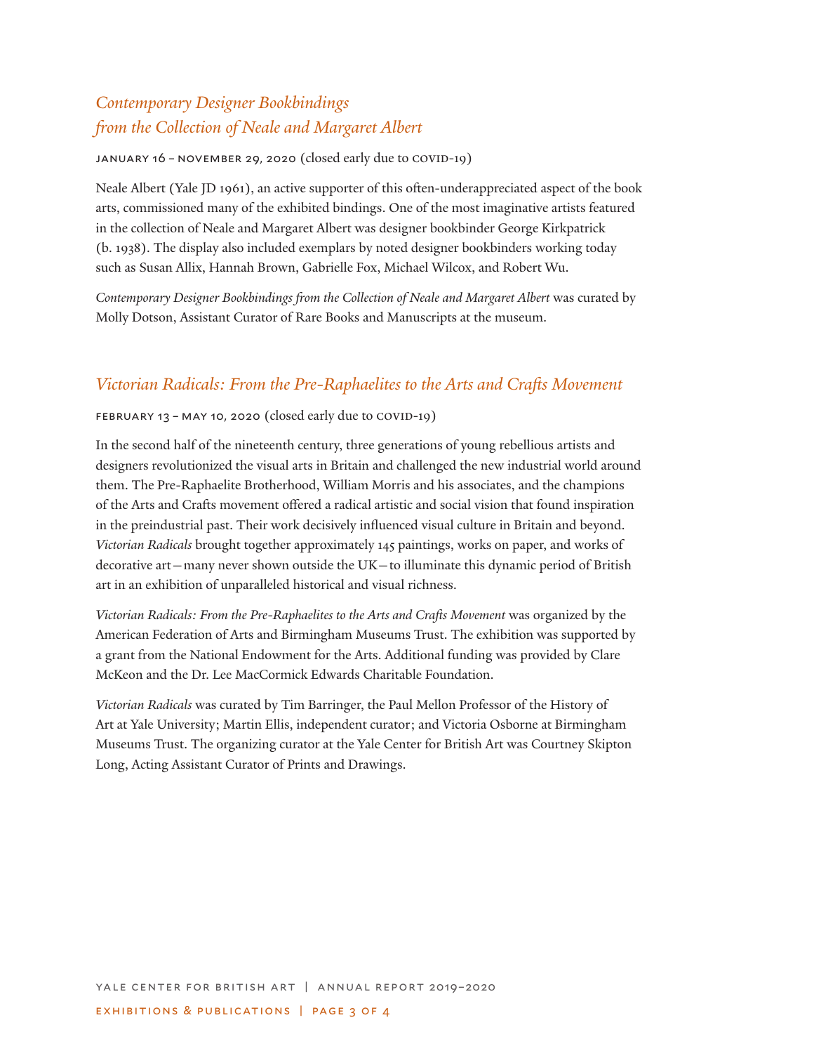## *Contemporary Designer Bookbindings from the Collection of Neale and Margaret Albert*

JANUARY 16 – NOVEMBER 29, 2020 (closed early due to COVID-19)

Neale Albert (Yale JD 1961), an active supporter of this often-underappreciated aspect of the book arts, commissioned many of the exhibited bindings. One of the most imaginative artists featured in the collection of Neale and Margaret Albert was designer bookbinder George Kirkpatrick (b. 1938). The display also included exemplars by noted designer bookbinders working today such as Susan Allix, Hannah Brown, Gabrielle Fox, Michael Wilcox, and Robert Wu.

*Contemporary Designer Bookbindings from the Collection of Neale and Margaret Albert* was curated by Molly Dotson, Assistant Curator of Rare Books and Manuscripts at the museum.

## *Victorian Radicals: From the Pre-Raphaelites to the Arts and Crafts Movement*

FEBRUARY 13 – MAY 10, 2020 (closed early due to COVID-19)

In the second half of the nineteenth century, three generations of young rebellious artists and designers revolutionized the visual arts in Britain and challenged the new industrial world around them. The Pre-Raphaelite Brotherhood, William Morris and his associates, and the champions of the Arts and Crafts movement offered a radical artistic and social vision that found inspiration in the preindustrial past. Their work decisively influenced visual culture in Britain and beyond. *Victorian Radicals* brought together approximately 145 paintings, works on paper, and works of decorative art—many never shown outside the UK—to illuminate this dynamic period of British art in an exhibition of unparalleled historical and visual richness.

*Victorian Radicals: From the Pre-Raphaelites to the Arts and Crafts Movement* was organized by the American Federation of Arts and Birmingham Museums Trust. The exhibition was supported by a grant from the National Endowment for the Arts. Additional funding was provided by Clare McKeon and the Dr. Lee MacCormick Edwards Charitable Foundation.

*Victorian Radicals* was curated by Tim Barringer, the Paul Mellon Professor of the History of Art at Yale University; Martin Ellis, independent curator; and Victoria Osborne at Birmingham Museums Trust. The organizing curator at the Yale Center for British Art was Courtney Skipton Long, Acting Assistant Curator of Prints and Drawings.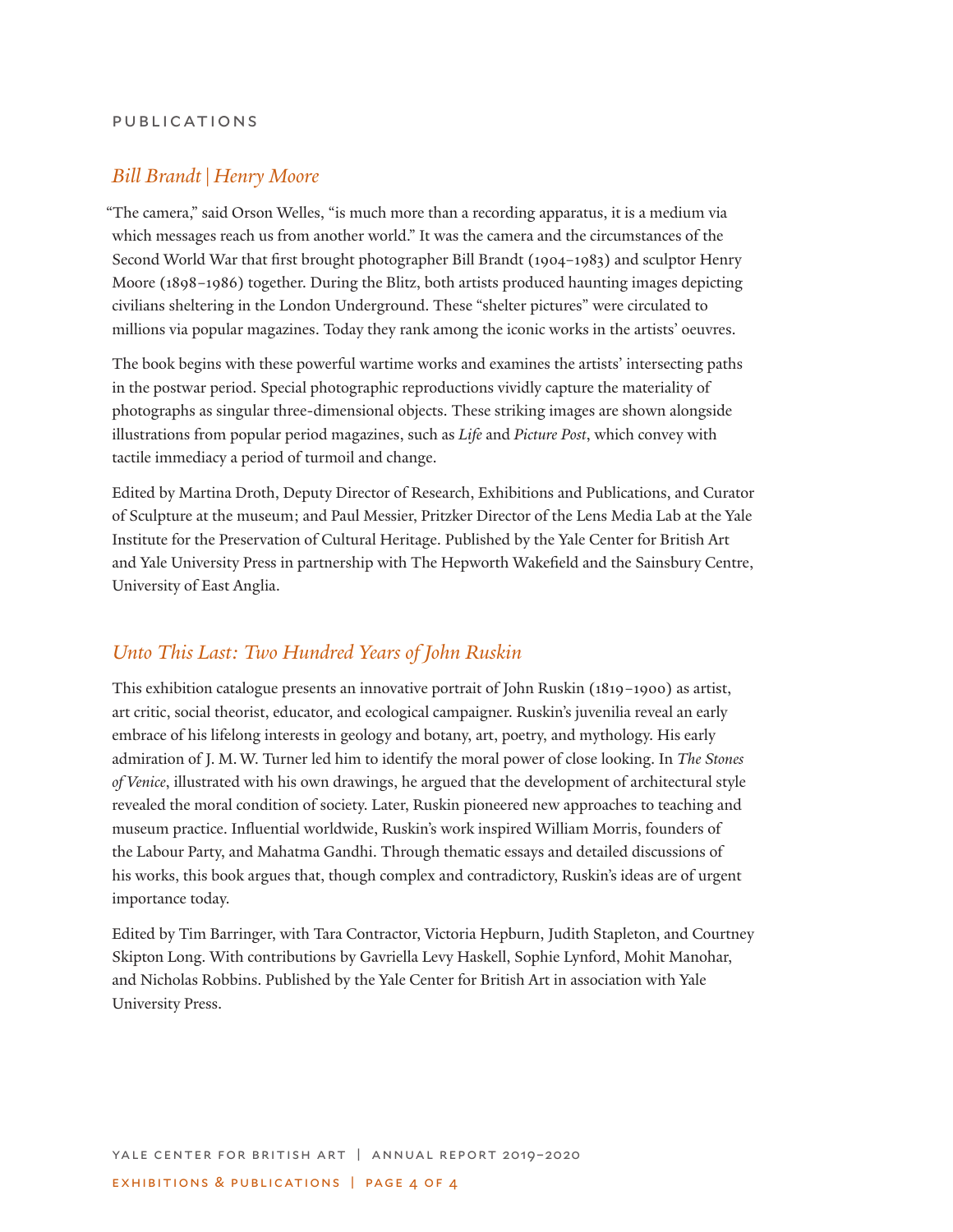PUBLICATIONS

## *Bill Brandt | Henry Moore*

"The camera," said Orson Welles, "is much more than a recording apparatus, it is a medium via which messages reach us from another world." It was the camera and the circumstances of the Second World War that first brought photographer Bill Brandt (1904–1983) and sculptor Henry Moore (1898–1986) together. During the Blitz, both artists produced haunting images depicting civilians sheltering in the London Underground. These "shelter pictures" were circulated to millions via popular magazines. Today they rank among the iconic works in the artists' oeuvres.

The book begins with these powerful wartime works and examines the artists' intersecting paths in the postwar period. Special photographic reproductions vividly capture the materiality of photographs as singular three-dimensional objects. These striking images are shown alongside illustrations from popular period magazines, such as *Life* and *Picture Post*, which convey with tactile immediacy a period of turmoil and change.

Edited by Martina Droth, Deputy Director of Research, Exhibitions and Publications, and Curator of Sculpture at the museum; and Paul Messier, Pritzker Director of the Lens Media Lab at the Yale Institute for the Preservation of Cultural Heritage. Published by the Yale Center for British Art and Yale University Press in partnership with The Hepworth Wakefield and the Sainsbury Centre, University of East Anglia.

## *Unto This Last: Two Hundred Years of John Ruskin*

This exhibition catalogue presents an innovative portrait of John Ruskin (1819–1900) as artist, art critic, social theorist, educator, and ecological campaigner. Ruskin's juvenilia reveal an early embrace of his lifelong interests in geology and botany, art, poetry, and mythology. His early admiration of J. M. W. Turner led him to identify the moral power of close looking. In *The Stones of Venice*, illustrated with his own drawings, he argued that the development of architectural style revealed the moral condition of society. Later, Ruskin pioneered new approaches to teaching and museum practice. Influential worldwide, Ruskin's work inspired William Morris, founders of the Labour Party, and Mahatma Gandhi. Through thematic essays and detailed discussions of his works, this book argues that, though complex and contradictory, Ruskin's ideas are of urgent importance today.

Edited by Tim Barringer, with Tara Contractor, Victoria Hepburn, Judith Stapleton, and Courtney Skipton Long. With contributions by Gavriella Levy Haskell, Sophie Lynford, Mohit Manohar, and Nicholas Robbins. Published by the Yale Center for British Art in association with Yale University Press.